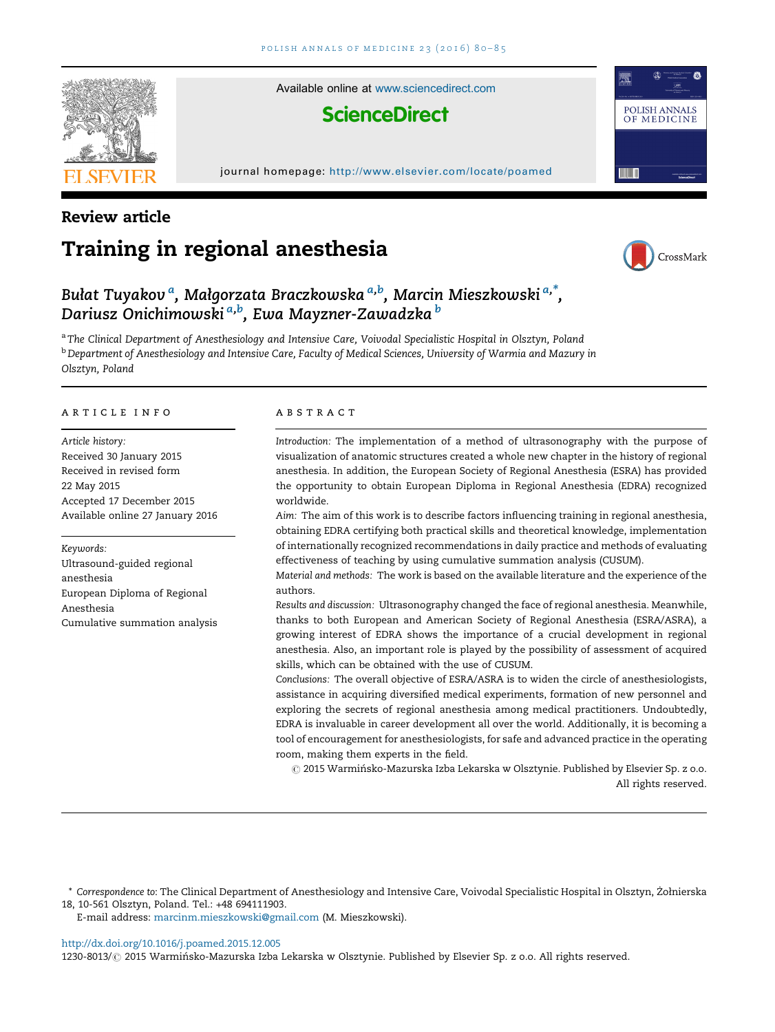Available online at www.sciencedirect.com

**ScienceDirect**

journal homepage: http://www.elsevier.com/locate/poamed

## Review article

# Training in regional anesthesia

Bułat Tuyakov [a], Małgorzata Braczkowska [a,b], Marcin Mieszkowski [a,*], Dariusz Onichimowski [a,b], Ewa Mayzner-Zawadzka [b]

[a] *The Clinical Department of Anesthesiology and Intensive Care, Voivodal Specialistic Hospital in Olsztyn, Poland*

[b] *Department of Anesthesiology and Intensive Care, Faculty of Medical Sciences, University of Warmia and Mazury in Olsztyn, Poland*

### ARTICLE INFO

*Article history:*
Received 30 January 2015
Received in revised form 22 May 2015
Accepted 17 December 2015
Available online 27 January 2016

*Keywords:*
Ultrasound-guided regional anesthesia
European Diploma of Regional Anesthesia
Cumulative summation analysis

### ABSTRACT

*Introduction:* The implementation of a method of ultrasonography with the purpose of visualization of anatomic structures created a whole new chapter in the history of regional anesthesia. In addition, the European Society of Regional Anesthesia (ESRA) has provided the opportunity to obtain European Diploma in Regional Anesthesia (EDRA) recognized worldwide.

*Aim:* The aim of this work is to describe factors influencing training in regional anesthesia, obtaining EDRA certifying both practical skills and theoretical knowledge, implementation of internationally recognized recommendations in daily practice and methods of evaluating effectiveness of teaching by using cumulative summation analysis (CUSUM).

*Material and methods:* The work is based on the available literature and the experience of the authors.

*Results and discussion:* Ultrasonography changed the face of regional anesthesia. Meanwhile, thanks to both European and American Society of Regional Anesthesia (ESRA/ASRA), a growing interest of EDRA shows the importance of a crucial development in regional anesthesia. Also, an important role is played by the possibility of assessment of acquired skills, which can be obtained with the use of CUSUM.

*Conclusions:* The overall objective of ESRA/ASRA is to widen the circle of anesthesiologists, assistance in acquiring diversified medical experiments, formation of new personnel and exploring the secrets of regional anesthesia among medical practitioners. Undoubtedly, EDRA is invaluable in career development all over the world. Additionally, it is becoming a tool of encouragement for anesthesiologists, for safe and advanced practice in the operating room, making them experts in the field.

© 2015 Warmińsko-Mazurska Izba Lekarska w Olsztynie. Published by Elsevier Sp. z o.o. All rights reserved.

\* *Correspondence to:* The Clinical Department of Anesthesiology and Intensive Care, Voivodal Specialistic Hospital in Olsztyn, Żołnierska 18, 10-561 Olsztyn, Poland. Tel.: +48 694111903.
E-mail address: marcinm.mieszkowski@gmail.com (M. Mieszkowski).

http://dx.doi.org/10.1016/j.poamed.2015.12.005
1230-8013/© 2015 Warmińsko-Mazurska Izba Lekarska w Olsztynie. Published by Elsevier Sp. z o.o. All rights reserved.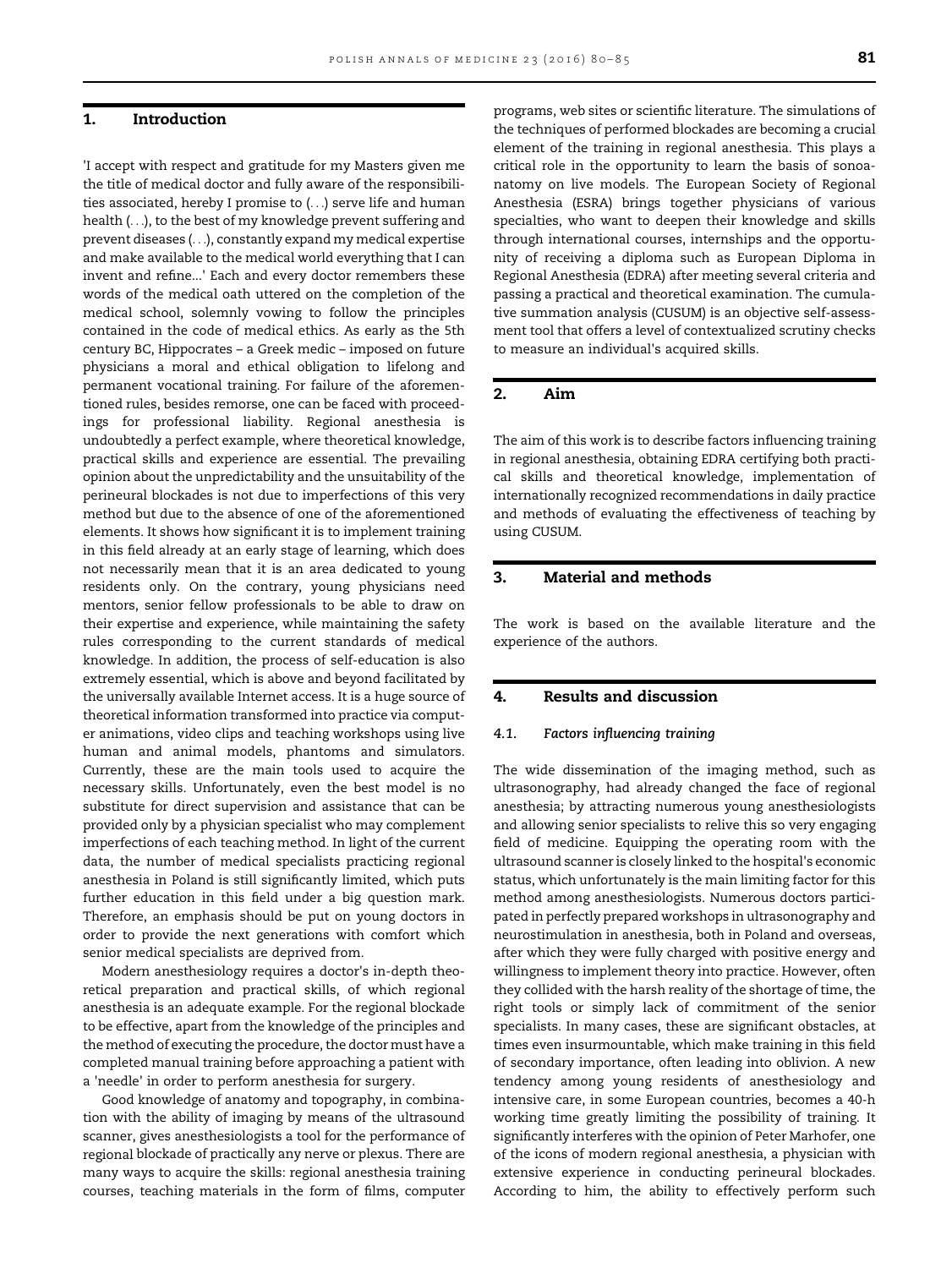## 1. Introduction

'I accept with respect and gratitude for my Masters given me the title of medical doctor and fully aware of the responsibilities associated, hereby I promise to (. . .) serve life and human health (. . .), to the best of my knowledge prevent suffering and prevent diseases (. . .), constantly expand my medical expertise and make available to the medical world everything that I can invent and refine...' Each and every doctor remembers these words of the medical oath uttered on the completion of the medical school, solemnly vowing to follow the principles contained in the code of medical ethics. As early as the 5th century BC, Hippocrates – a Greek medic – imposed on future physicians a moral and ethical obligation to lifelong and permanent vocational training. For failure of the aforementioned rules, besides remorse, one can be faced with proceedings for professional liability. Regional anesthesia is undoubtedly a perfect example, where theoretical knowledge, practical skills and experience are essential. The prevailing opinion about the unpredictability and the unsuitability of the perineural blockades is not due to imperfections of this very method but due to the absence of one of the aforementioned elements. It shows how significant it is to implement training in this field already at an early stage of learning, which does not necessarily mean that it is an area dedicated to young residents only. On the contrary, young physicians need mentors, senior fellow professionals to be able to draw on their expertise and experience, while maintaining the safety rules corresponding to the current standards of medical knowledge. In addition, the process of self-education is also extremely essential, which is above and beyond facilitated by the universally available Internet access. It is a huge source of theoretical information transformed into practice via computer animations, video clips and teaching workshops using live human and animal models, phantoms and simulators. Currently, these are the main tools used to acquire the necessary skills. Unfortunately, even the best model is no substitute for direct supervision and assistance that can be provided only by a physician specialist who may complement imperfections of each teaching method. In light of the current data, the number of medical specialists practicing regional anesthesia in Poland is still significantly limited, which puts further education in this field under a big question mark. Therefore, an emphasis should be put on young doctors in order to provide the next generations with comfort which senior medical specialists are deprived from.

Modern anesthesiology requires a doctor's in-depth theoretical preparation and practical skills, of which regional anesthesia is an adequate example. For the regional blockade to be effective, apart from the knowledge of the principles and the method of executing the procedure, the doctor must have a completed manual training before approaching a patient with a 'needle' in order to perform anesthesia for surgery.

Good knowledge of anatomy and topography, in combination with the ability of imaging by means of the ultrasound scanner, gives anesthesiologists a tool for the performance of regional blockade of practically any nerve or plexus. There are many ways to acquire the skills: regional anesthesia training courses, teaching materials in the form of films, computer programs, web sites or scientific literature. The simulations of the techniques of performed blockades are becoming a crucial element of the training in regional anesthesia. This plays a critical role in the opportunity to learn the basis of sonoanatomy on live models. The European Society of Regional Anesthesia (ESRA) brings together physicians of various specialties, who want to deepen their knowledge and skills through international courses, internships and the opportunity of receiving a diploma such as European Diploma in Regional Anesthesia (EDRA) after meeting several criteria and passing a practical and theoretical examination. The cumulative summation analysis (CUSUM) is an objective self-assessment tool that offers a level of contextualized scrutiny checks to measure an individual's acquired skills.

## 2. Aim

The aim of this work is to describe factors influencing training in regional anesthesia, obtaining EDRA certifying both practical skills and theoretical knowledge, implementation of internationally recognized recommendations in daily practice and methods of evaluating the effectiveness of teaching by using CUSUM.

## 3. Material and methods

The work is based on the available literature and the experience of the authors.

## 4. Results and discussion

### 4.1. *Factors influencing training*

The wide dissemination of the imaging method, such as ultrasonography, had already changed the face of regional anesthesia; by attracting numerous young anesthesiologists and allowing senior specialists to relive this so very engaging field of medicine. Equipping the operating room with the ultrasound scanner is closely linked to the hospital's economic status, which unfortunately is the main limiting factor for this method among anesthesiologists. Numerous doctors participated in perfectly prepared workshops in ultrasonography and neurostimulation in anesthesia, both in Poland and overseas, after which they were fully charged with positive energy and willingness to implement theory into practice. However, often they collided with the harsh reality of the shortage of time, the right tools or simply lack of commitment of the senior specialists. In many cases, these are significant obstacles, at times even insurmountable, which make training in this field of secondary importance, often leading into oblivion. A new tendency among young residents of anesthesiology and intensive care, in some European countries, becomes a 40-h working time greatly limiting the possibility of training. It significantly interferes with the opinion of Peter Marhofer, one of the icons of modern regional anesthesia, a physician with extensive experience in conducting perineural blockades. According to him, the ability to effectively perform such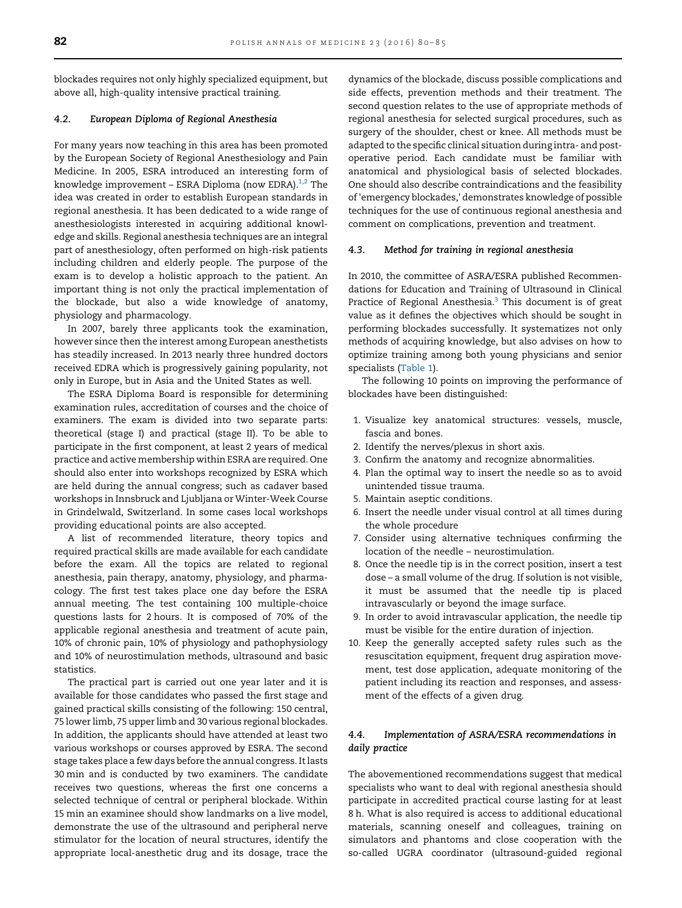blockades requires not only highly specialized equipment, but above all, high-quality intensive practical training.

### 4.2. European Diploma of Regional Anesthesia

For many years now teaching in this area has been promoted by the European Society of Regional Anesthesiology and Pain Medicine. In 2005, ESRA introduced an interesting form of knowledge improvement – ESRA Diploma (now EDRA).[1,2] The idea was created in order to establish European standards in regional anesthesia. It has been dedicated to a wide range of anesthesiologists interested in acquiring additional knowledge and skills. Regional anesthesia techniques are an integral part of anesthesiology, often performed on high-risk patients including children and elderly people. The purpose of the exam is to develop a holistic approach to the patient. An important thing is not only the practical implementation of the blockade, but also a wide knowledge of anatomy, physiology and pharmacology.

In 2007, barely three applicants took the examination, however since then the interest among European anesthetists has steadily increased. In 2013 nearly three hundred doctors received EDRA which is progressively gaining popularity, not only in Europe, but in Asia and the United States as well.

The ESRA Diploma Board is responsible for determining examination rules, accreditation of courses and the choice of examiners. The exam is divided into two separate parts: theoretical (stage I) and practical (stage II). To be able to participate in the first component, at least 2 years of medical practice and active membership within ESRA are required. One should also enter into workshops recognized by ESRA which are held during the annual congress; such as cadaver based workshops in Innsbruck and Ljubljana or Winter-Week Course in Grindelwald, Switzerland. In some cases local workshops providing educational points are also accepted.

A list of recommended literature, theory topics and required practical skills are made available for each candidate before the exam. All the topics are related to regional anesthesia, pain therapy, anatomy, physiology, and pharmacology. The first test takes place one day before the ESRA annual meeting. The test containing 100 multiple-choice questions lasts for 2 hours. It is composed of 70% of the applicable regional anesthesia and treatment of acute pain, 10% of chronic pain, 10% of physiology and pathophysiology and 10% of neurostimulation methods, ultrasound and basic statistics.

The practical part is carried out one year later and it is available for those candidates who passed the first stage and gained practical skills consisting of the following: 150 central, 75 lower limb, 75 upper limb and 30 various regional blockades. In addition, the applicants should have attended at least two various workshops or courses approved by ESRA. The second stage takes place a few days before the annual congress. It lasts 30 min and is conducted by two examiners. The candidate receives two questions, whereas the first one concerns a selected technique of central or peripheral blockade. Within 15 min an examinee should show landmarks on a live model, demonstrate the use of the ultrasound and peripheral nerve stimulator for the location of neural structures, identify the appropriate local-anesthetic drug and its dosage, trace the dynamics of the blockade, discuss possible complications and side effects, prevention methods and their treatment. The second question relates to the use of appropriate methods of regional anesthesia for selected surgical procedures, such as surgery of the shoulder, chest or knee. All methods must be adapted to the specific clinical situation during intra- and postoperative period. Each candidate must be familiar with anatomical and physiological basis of selected blockades. One should also describe contraindications and the feasibility of 'emergency blockades,' demonstrates knowledge of possible techniques for the use of continuous regional anesthesia and comment on complications, prevention and treatment.

### 4.3. Method for training in regional anesthesia

In 2010, the committee of ASRA/ESRA published Recommendations for Education and Training of Ultrasound in Clinical Practice of Regional Anesthesia.[3] This document is of great value as it defines the objectives which should be sought in performing blockades successfully. It systematizes not only methods of acquiring knowledge, but also advises on how to optimize training among both young physicians and senior specialists (Table 1).

The following 10 points on improving the performance of blockades have been distinguished:

1. Visualize key anatomical structures: vessels, muscle, fascia and bones.
2. Identify the nerves/plexus in short axis.
3. Confirm the anatomy and recognize abnormalities.
4. Plan the optimal way to insert the needle so as to avoid unintended tissue trauma.
5. Maintain aseptic conditions.
6. Insert the needle under visual control at all times during the whole procedure
7. Consider using alternative techniques confirming the location of the needle – neurostimulation.
8. Once the needle tip is in the correct position, insert a test dose – a small volume of the drug. If solution is not visible, it must be assumed that the needle tip is placed intravascularly or beyond the image surface.
9. In order to avoid intravascular application, the needle tip must be visible for the entire duration of injection.
10. Keep the generally accepted safety rules such as the resuscitation equipment, frequent drug aspiration movement, test dose application, adequate monitoring of the patient including its reaction and responses, and assessment of the effects of a given drug.

### 4.4. Implementation of ASRA/ESRA recommendations in daily practice

The abovementioned recommendations suggest that medical specialists who want to deal with regional anesthesia should participate in accredited practical course lasting for at least 8 h. What is also required is access to additional educational materials, scanning oneself and colleagues, training on simulators and phantoms and close cooperation with the so-called UGRA coordinator (ultrasound-guided regional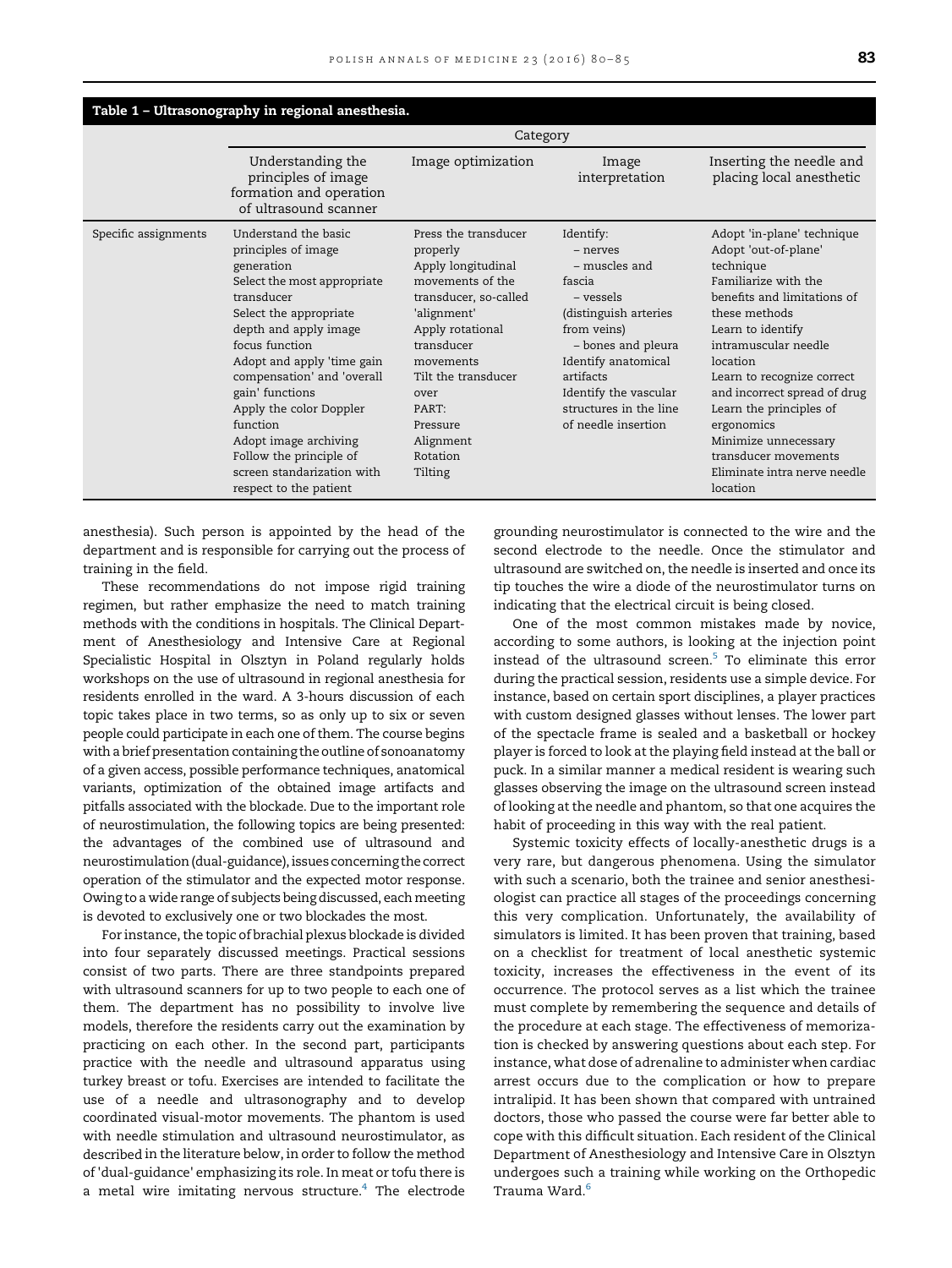**Table 1 – Ultrasonography in regional anesthesia.**

| | Category | | | |
|---|---|---|---|---|
| | Understanding the principles of image formation and operation of ultrasound scanner | Image optimization | Image interpretation | Inserting the needle and placing local anesthetic |
| Specific assignments | Understand the basic principles of image generation<br>Select the most appropriate transducer<br>Select the appropriate depth and apply image focus function<br>Adopt and apply 'time gain compensation' and 'overall gain' functions<br>Apply the color Doppler function<br>Adopt image archiving<br>Follow the principle of screen standarization with respect to the patient | Press the transducer properly<br>Apply longitudinal movements of the transducer, so-called 'alignment'<br>Apply rotational transducer movements<br>Tilt the transducer over<br>PART:<br>Pressure<br>Alignment<br>Rotation<br>Tilting | Identify:<br>– nerves<br>– muscles and fascia<br>– vessels (distinguish arteries from veins)<br>– bones and pleura<br>Identify anatomical artifacts<br>Identify the vascular structures in the line of needle insertion | Adopt 'in-plane' technique<br>Adopt 'out-of-plane' technique<br>Familiarize with the benefits and limitations of these methods<br>Learn to identify intramuscular needle location<br>Learn to recognize correct and incorrect spread of drug<br>Learn the principles of ergonomics<br>Minimize unnecessary transducer movements<br>Eliminate intra nerve needle location |

anesthesia). Such person is appointed by the head of the department and is responsible for carrying out the process of training in the field.

These recommendations do not impose rigid training regimen, but rather emphasize the need to match training methods with the conditions in hospitals. The Clinical Department of Anesthesiology and Intensive Care at Regional Specialistic Hospital in Olsztyn in Poland regularly holds workshops on the use of ultrasound in regional anesthesia for residents enrolled in the ward. A 3-hours discussion of each topic takes place in two terms, so as only up to six or seven people could participate in each one of them. The course begins with a brief presentation containing the outline of sonoanatomy of a given access, possible performance techniques, anatomical variants, optimization of the obtained image artifacts and pitfalls associated with the blockade. Due to the important role of neurostimulation, the following topics are being presented: the advantages of the combined use of ultrasound and neurostimulation (dual-guidance), issues concerning the correct operation of the stimulator and the expected motor response. Owing to a wide range of subjects being discussed, each meeting is devoted to exclusively one or two blockades the most.

For instance, the topic of brachial plexus blockade is divided into four separately discussed meetings. Practical sessions consist of two parts. There are three standpoints prepared with ultrasound scanners for up to two people to each one of them. The department has no possibility to involve live models, therefore the residents carry out the examination by practicing on each other. In the second part, participants practice with the needle and ultrasound apparatus using turkey breast or tofu. Exercises are intended to facilitate the use of a needle and ultrasonography and to develop coordinated visual-motor movements. The phantom is used with needle stimulation and ultrasound neurostimulator, as described in the literature below, in order to follow the method of 'dual-guidance' emphasizing its role. In meat or tofu there is a metal wire imitating nervous structure.[4] The electrode grounding neurostimulator is connected to the wire and the second electrode to the needle. Once the stimulator and ultrasound are switched on, the needle is inserted and once its tip touches the wire a diode of the neurostimulator turns on indicating that the electrical circuit is being closed.

One of the most common mistakes made by novice, according to some authors, is looking at the injection point instead of the ultrasound screen.[5] To eliminate this error during the practical session, residents use a simple device. For instance, based on certain sport disciplines, a player practices with custom designed glasses without lenses. The lower part of the spectacle frame is sealed and a basketball or hockey player is forced to look at the playing field instead at the ball or puck. In a similar manner a medical resident is wearing such glasses observing the image on the ultrasound screen instead of looking at the needle and phantom, so that one acquires the habit of proceeding in this way with the real patient.

Systemic toxicity effects of locally-anesthetic drugs is a very rare, but dangerous phenomena. Using the simulator with such a scenario, both the trainee and senior anesthesiologist can practice all stages of the proceedings concerning this very complication. Unfortunately, the availability of simulators is limited. It has been proven that training, based on a checklist for treatment of local anesthetic systemic toxicity, increases the effectiveness in the event of its occurrence. The protocol serves as a list which the trainee must complete by remembering the sequence and details of the procedure at each stage. The effectiveness of memorization is checked by answering questions about each step. For instance, what dose of adrenaline to administer when cardiac arrest occurs due to the complication or how to prepare intralipid. It has been shown that compared with untrained doctors, those who passed the course were far better able to cope with this difficult situation. Each resident of the Clinical Department of Anesthesiology and Intensive Care in Olsztyn undergoes such a training while working on the Orthopedic Trauma Ward.[6]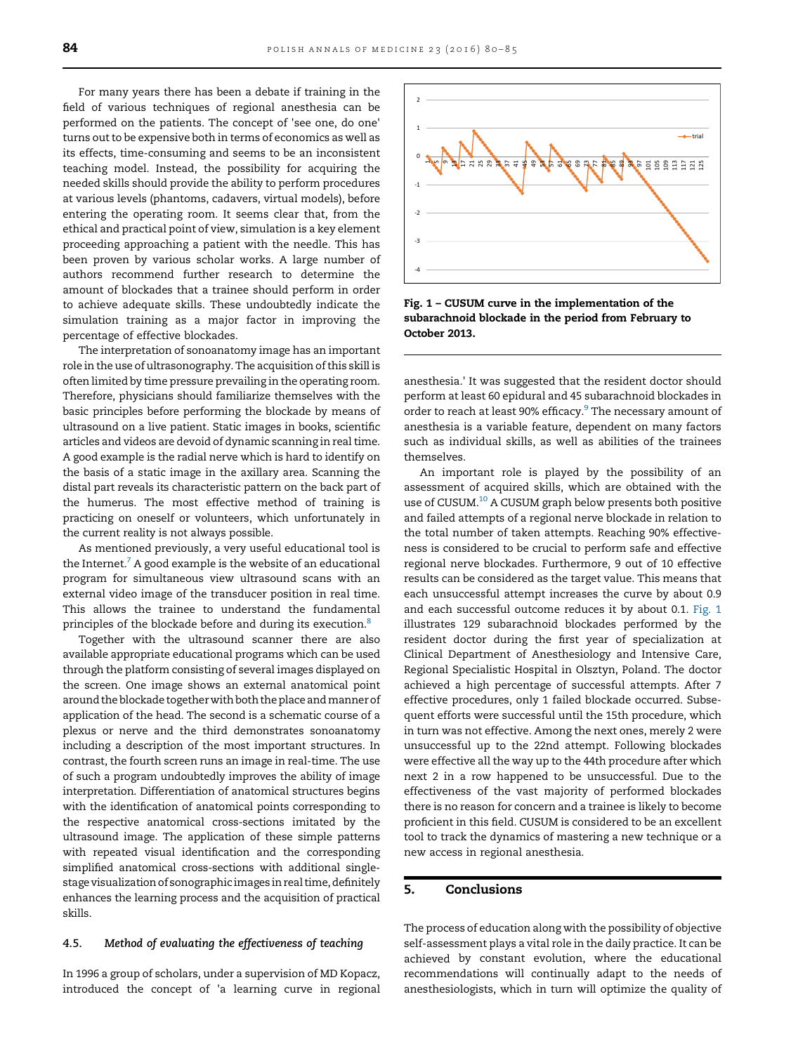For many years there has been a debate if training in the field of various techniques of regional anesthesia can be performed on the patients. The concept of 'see one, do one' turns out to be expensive both in terms of economics as well as its effects, time-consuming and seems to be an inconsistent teaching model. Instead, the possibility for acquiring the needed skills should provide the ability to perform procedures at various levels (phantoms, cadavers, virtual models), before entering the operating room. It seems clear that, from the ethical and practical point of view, simulation is a key element proceeding approaching a patient with the needle. This has been proven by various scholar works. A large number of authors recommend further research to determine the amount of blockades that a trainee should perform in order to achieve adequate skills. These undoubtedly indicate the simulation training as a major factor in improving the percentage of effective blockades.

The interpretation of sonoanatomy image has an important role in the use of ultrasonography. The acquisition of this skill is often limited by time pressure prevailing in the operating room. Therefore, physicians should familiarize themselves with the basic principles before performing the blockade by means of ultrasound on a live patient. Static images in books, scientific articles and videos are devoid of dynamic scanning in real time. A good example is the radial nerve which is hard to identify on the basis of a static image in the axillary area. Scanning the distal part reveals its characteristic pattern on the back part of the humerus. The most effective method of training is practicing on oneself or volunteers, which unfortunately in the current reality is not always possible.

As mentioned previously, a very useful educational tool is the Internet.[7] A good example is the website of an educational program for simultaneous view ultrasound scans with an external video image of the transducer position in real time. This allows the trainee to understand the fundamental principles of the blockade before and during its execution.[8]

Together with the ultrasound scanner there are also available appropriate educational programs which can be used through the platform consisting of several images displayed on the screen. One image shows an external anatomical point around the blockade together with both the place and manner of application of the head. The second is a schematic course of a plexus or nerve and the third demonstrates sonoanatomy including a description of the most important structures. In contrast, the fourth screen runs an image in real-time. The use of such a program undoubtedly improves the ability of image interpretation. Differentiation of anatomical structures begins with the identification of anatomical points corresponding to the respective anatomical cross-sections imitated by the ultrasound image. The application of these simple patterns with repeated visual identification and the corresponding simplified anatomical cross-sections with additional single-stage visualization of sonographic images in real time, definitely enhances the learning process and the acquisition of practical skills.

### 4.5. *Method of evaluating the effectiveness of teaching*

In 1996 a group of scholars, under a supervision of MD Kopacz, introduced the concept of 'a learning curve in regional anesthesia.' It was suggested that the resident doctor should perform at least 60 epidural and 45 subarachnoid blockades in order to reach at least 90% efficacy.[9] The necessary amount of anesthesia is a variable feature, dependent on many factors such as individual skills, as well as abilities of the trainees themselves.

An important role is played by the possibility of an assessment of acquired skills, which are obtained with the use of CUSUM.[10] A CUSUM graph below presents both positive and failed attempts of a regional nerve blockade in relation to the total number of taken attempts. Reaching 90% effectiveness is considered to be crucial to perform safe and effective regional nerve blockades. Furthermore, 9 out of 10 effective results can be considered as the target value. This means that each unsuccessful attempt increases the curve by about 0.9 and each successful outcome reduces it by about 0.1. Fig. 1 illustrates 129 subarachnoid blockades performed by the resident doctor during the first year of specialization at Clinical Department of Anesthesiology and Intensive Care, Regional Specialistic Hospital in Olsztyn, Poland. The doctor achieved a high percentage of successful attempts. After 7 effective procedures, only 1 failed blockade occurred. Subsequent efforts were successful until the 15th procedure, which in turn was not effective. Among the next ones, merely 2 were unsuccessful up to the 22nd attempt. Following blockades were effective all the way up to the 44th procedure after which next 2 in a row happened to be unsuccessful. Due to the effectiveness of the vast majority of performed blockades there is no reason for concern and a trainee is likely to become proficient in this field. CUSUM is considered to be an excellent tool to track the dynamics of mastering a new technique or a new access in regional anesthesia.

2
1
0
-1
-2
-3
-4
1 5 9 13 17 21 25 29 33 37 41 45 49 53 57 61 65 69 73 77 81 85 89 93 97 101 105 109 113 117 121 125
trial

**Fig. 1 – CUSUM curve in the implementation of the subarachnoid blockade in the period from February to October 2013.**

## 5. Conclusions

The process of education along with the possibility of objective self-assessment plays a vital role in the daily practice. It can be achieved by constant evolution, where the educational recommendations will continually adapt to the needs of anesthesiologists, which in turn will optimize the quality of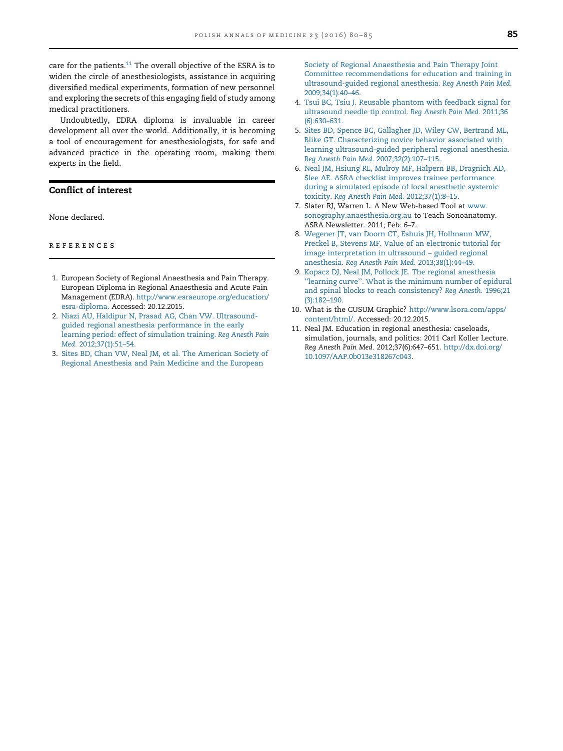care for the patients.[11] The overall objective of the ESRA is to widen the circle of anesthesiologists, assistance in acquiring diversified medical experiments, formation of new personnel and exploring the secrets of this engaging field of study among medical practitioners.

Undoubtedly, EDRA diploma is invaluable in career development all over the world. Additionally, it is becoming a tool of encouragement for anesthesiologists, for safe and advanced practice in the operating room, making them experts in the field.

## Conflict of interest

None declared.

## REFERENCES

1. European Society of Regional Anaesthesia and Pain Therapy. European Diploma in Regional Anaesthesia and Acute Pain Management (EDRA). http://www.esraeurope.org/education/esra-diploma. Accessed: 20.12.2015.
2. Niazi AU, Haldipur N, Prasad AG, Chan VW. Ultrasound-guided regional anesthesia performance in the early learning period: effect of simulation training. *Reg Anesth Pain Med.* 2012;37(1):51–54.
3. Sites BD, Chan VW, Neal JM, et al. The American Society of Regional Anesthesia and Pain Medicine and the European Society of Regional Anaesthesia and Pain Therapy Joint Committee recommendations for education and training in ultrasound-guided regional anesthesia. *Reg Anesth Pain Med.* 2009;34(1):40–46.
4. Tsui BC, Tsiu J. Reusable phantom with feedback signal for ultrasound needle tip control. *Reg Anesth Pain Med.* 2011;36(6):630–631.
5. Sites BD, Spence BC, Gallagher JD, Wiley CW, Bertrand ML, Blike GT. Characterizing novice behavior associated with learning ultrasound-guided peripheral regional anesthesia. *Reg Anesth Pain Med.* 2007;32(2):107–115.
6. Neal JM, Hsiung RL, Mulroy MF, Halpern BB, Dragnich AD, Slee AE. ASRA checklist improves trainee performance during a simulated episode of local anesthetic systemic toxicity. *Reg Anesth Pain Med.* 2012;37(1):8–15.
7. Slater RJ, Warren L. A New Web-based Tool at www.sonography.anaesthesia.org.au to Teach Sonoanatomy. ASRA Newsletter. 2011; Feb: 6–7.
8. Wegener JT, van Doorn CT, Eshuis JH, Hollmann MW, Preckel B, Stevens MF. Value of an electronic tutorial for image interpretation in ultrasound – guided regional anesthesia. *Reg Anesth Pain Med.* 2013;38(1):44–49.
9. Kopacz DJ, Neal JM, Pollock JE. The regional anesthesia ''learning curve''. What is the minimum number of epidural and spinal blocks to reach consistency? *Reg Anesth.* 1996;21(3):182–190.
10. What is the CUSUM Graphic? http://www.lsora.com/apps/content/html/. Accessed: 20.12.2015.
11. Neal JM. Education in regional anesthesia: caseloads, simulation, journals, and politics: 2011 Carl Koller Lecture. *Reg Anesth Pain Med.* 2012;37(6):647–651. http://dx.doi.org/10.1097/AAP.0b013e318267c043.